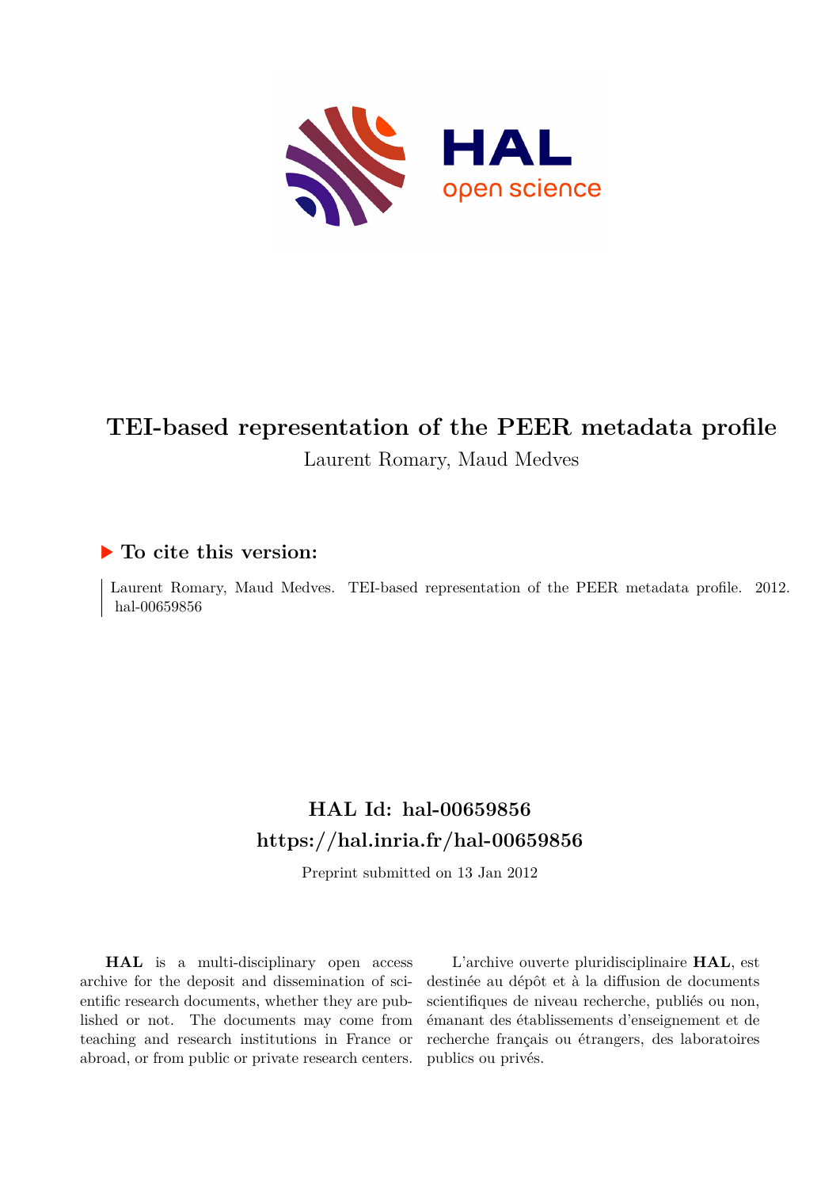# TEI-based representation of the PEER metadata profile

Laurent Romary, Maud Medves

## ▶ To cite this version:

Laurent Romary, Maud Medves. TEI-based representation of the PEER metadata profile. 2012. hal-00659856

## HAL Id: hal-00659856
## https://hal.inria.fr/hal-00659856

Preprint submitted on 13 Jan 2012

**HAL** is a multi-disciplinary open access archive for the deposit and dissemination of scientific research documents, whether they are published or not. The documents may come from teaching and research institutions in France or abroad, or from public or private research centers.

L'archive ouverte pluridisciplinaire **HAL**, est destinée au dépôt et à la diffusion de documents scientifiques de niveau recherche, publiés ou non, émanant des établissements d'enseignement et de recherche français ou étrangers, des laboratoires publics ou privés.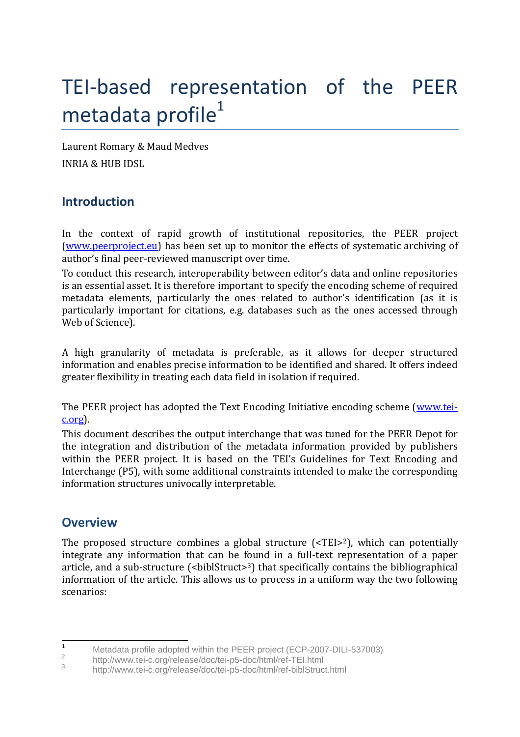# TEI-based representation of the PEER metadata profile[1]

Laurent Romary & Maud Medves

INRIA & HUB IDSL

## Introduction

In the context of rapid growth of institutional repositories, the PEER project (www.peerproject.eu) has been set up to monitor the effects of systematic archiving of author's final peer-reviewed manuscript over time.

To conduct this research, interoperability between editor's data and online repositories is an essential asset. It is therefore important to specify the encoding scheme of required metadata elements, particularly the ones related to author's identification (as it is particularly important for citations, e.g. databases such as the ones accessed through Web of Science).

A high granularity of metadata is preferable, as it allows for deeper structured information and enables precise information to be identified and shared. It offers indeed greater flexibility in treating each data field in isolation if required.

The PEER project has adopted the Text Encoding Initiative encoding scheme (www.tei-c.org).

This document describes the output interchange that was tuned for the PEER Depot for the integration and distribution of the metadata information provided by publishers within the PEER project. It is based on the TEI's Guidelines for Text Encoding and Interchange (P5), with some additional constraints intended to make the corresponding information structures univocally interpretable.

## Overview

The proposed structure combines a global structure (<TEI>[2]), which can potentially integrate any information that can be found in a full-text representation of a paper article, and a sub-structure (<biblStruct>[3]) that specifically contains the bibliographical information of the article. This allows us to process in a uniform way the two following scenarios:

---

[1] Metadata profile adopted within the PEER project (ECP-2007-DILI-537003)

[2] http://www.tei-c.org/release/doc/tei-p5-doc/html/ref-TEI.html

[3] http://www.tei-c.org/release/doc/tei-p5-doc/html/ref-biblStruct.html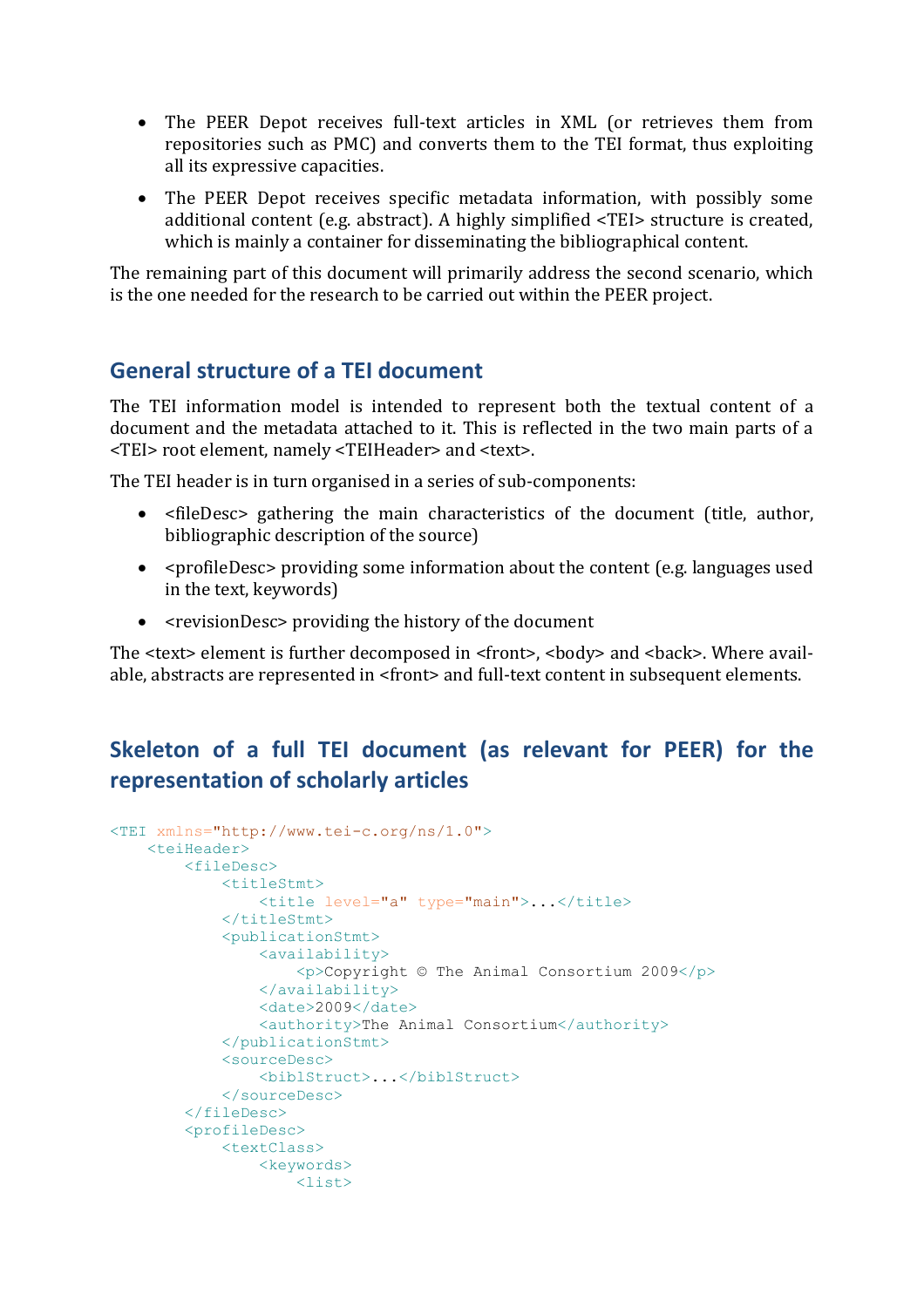- The PEER Depot receives full-text articles in XML (or retrieves them from repositories such as PMC) and converts them to the TEI format, thus exploiting all its expressive capacities.
- The PEER Depot receives specific metadata information, with possibly some additional content (e.g. abstract). A highly simplified <TEI> structure is created, which is mainly a container for disseminating the bibliographical content.

The remaining part of this document will primarily address the second scenario, which is the one needed for the research to be carried out within the PEER project.

## General structure of a TEI document

The TEI information model is intended to represent both the textual content of a document and the metadata attached to it. This is reflected in the two main parts of a <TEI> root element, namely <TEIHeader> and <text>.

The TEI header is in turn organised in a series of sub-components:

- <fileDesc> gathering the main characteristics of the document (title, author, bibliographic description of the source)
- <profileDesc> providing some information about the content (e.g. languages used in the text, keywords)
- <revisionDesc> providing the history of the document

The <text> element is further decomposed in <front>, <body> and <back>. Where available, abstracts are represented in <front> and full-text content in subsequent elements.

## Skeleton of a full TEI document (as relevant for PEER) for the representation of scholarly articles

```
<TEI xmlns="http://www.tei-c.org/ns/1.0">
    <teiHeader>
        <fileDesc>
            <titleStmt>
                <title level="a" type="main">...</title>
            </titleStmt>
            <publicationStmt>
                <availability>
                    <p>Copyright © The Animal Consortium 2009</p>
                </availability>
                <date>2009</date>
                <authority>The Animal Consortium</authority>
            </publicationStmt>
            <sourceDesc>
                <biblStruct>...</biblStruct>
            </sourceDesc>
        </fileDesc>
        <profileDesc>
            <textClass>
                <keywords>
                    <list>
```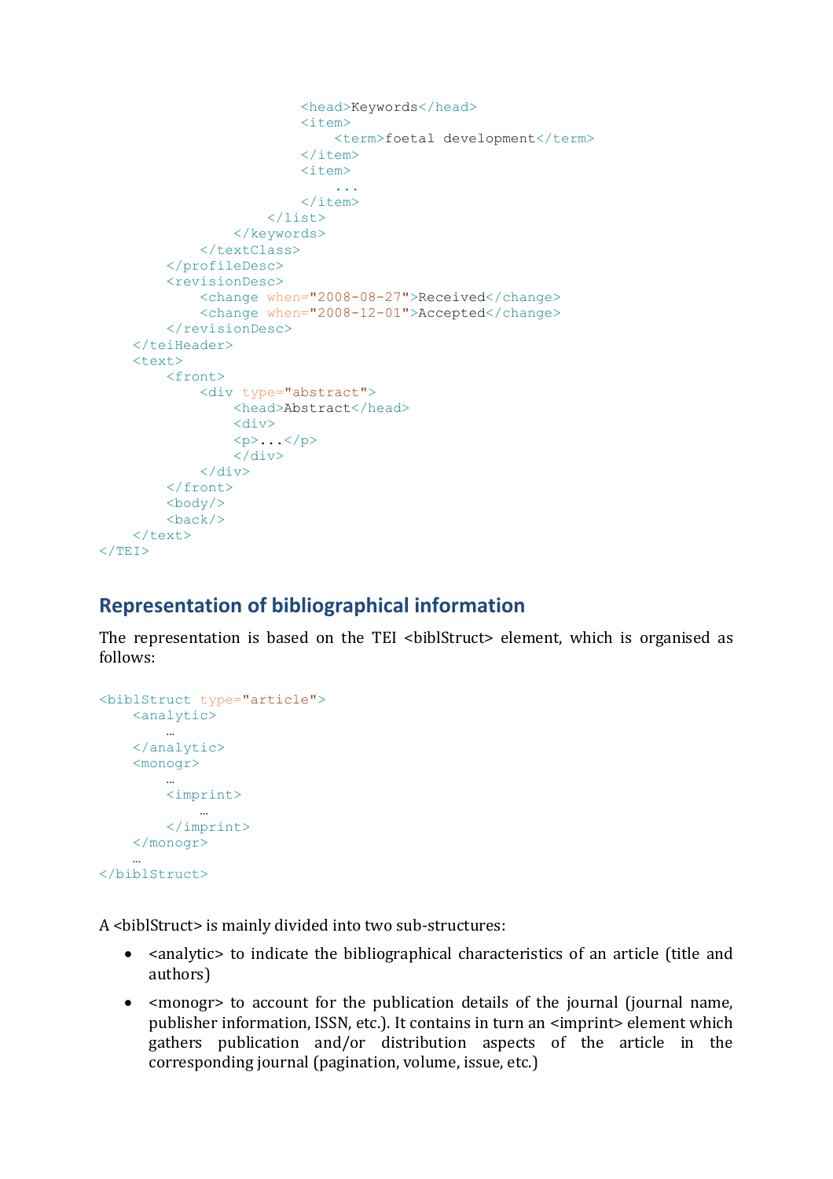```
                        <head>Keywords</head>
                        <item>
                            <term>foetal development</term>
                        </item>
                        <item>
                            ...
                        </item>
                    </list>
                </keywords>
            </textClass>
        </profileDesc>
        <revisionDesc>
            <change when="2008-08-27">Received</change>
            <change when="2008-12-01">Accepted</change>
        </revisionDesc>
    </teiHeader>
    <text>
        <front>
            <div type="abstract">
                <head>Abstract</head>
                <div>
                <p>...</p>
                </div>
            </div>
        </front>
        <body/>
        <back/>
    </text>
</TEI>
```

## Representation of bibliographical information

The representation is based on the TEI <biblStruct> element, which is organised as follows:

```
<biblStruct type="article">
    <analytic>
        …
    </analytic>
    <monogr>
        …
        <imprint>
            …
        </imprint>
    </monogr>
    …
</biblStruct>
```

A <biblStruct> is mainly divided into two sub-structures:

- <analytic> to indicate the bibliographical characteristics of an article (title and authors)
- <monogr> to account for the publication details of the journal (journal name, publisher information, ISSN, etc.). It contains in turn an <imprint> element which gathers publication and/or distribution aspects of the article in the corresponding journal (pagination, volume, issue, etc.)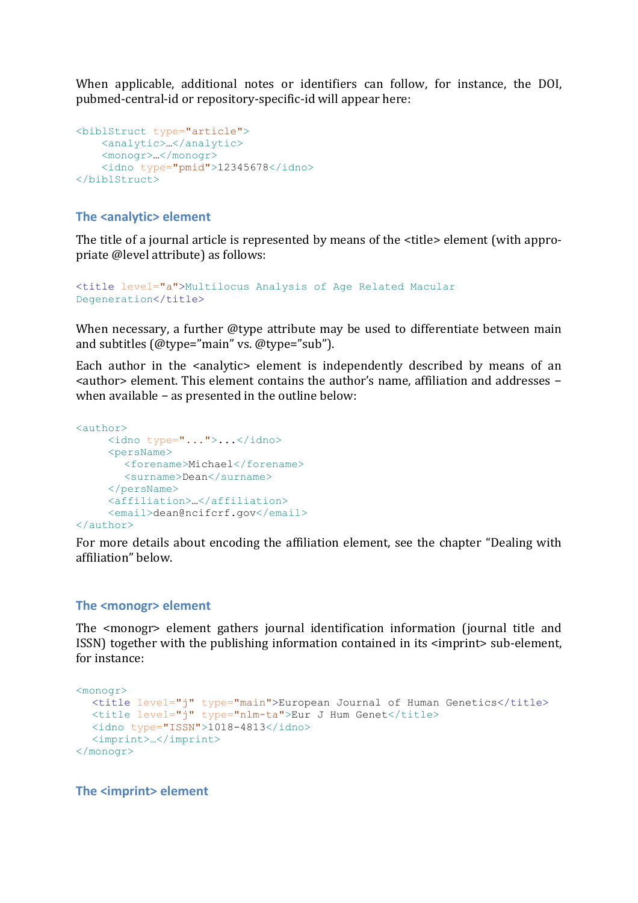When applicable, additional notes or identifiers can follow, for instance, the DOI, pubmed-central-id or repository-specific-id will appear here:

```
<biblStruct type="article">
    <analytic>…</analytic>
    <monogr>…</monogr>
    <idno type="pmid">12345678</idno>
</biblStruct>
```

### The <analytic> element

The title of a journal article is represented by means of the <title> element (with appropriate @level attribute) as follows:

```
<title level="a">Multilocus Analysis of Age Related Macular
Degeneration</title>
```

When necessary, a further @type attribute may be used to differentiate between main and subtitles (@type="main" vs. @type="sub").

Each author in the <analytic> element is independently described by means of an <author> element. This element contains the author's name, affiliation and addresses – when available – as presented in the outline below:

```
<author>
     <idno type="...">...</idno>
     <persName>
        <forename>Michael</forename>
        <surname>Dean</surname>
     </persName>
     <affiliation>…</affiliation>
     <email>dean@ncifcrf.gov</email>
</author>
```

For more details about encoding the affiliation element, see the chapter "Dealing with affiliation" below.

### The <monogr> element

The <monogr> element gathers journal identification information (journal title and ISSN) together with the publishing information contained in its <imprint> sub-element, for instance:

```
<monogr>
   <title level="j" type="main">European Journal of Human Genetics</title>
   <title level="j" type="nlm-ta">Eur J Hum Genet</title>
   <idno type="ISSN">1018-4813</idno>
   <imprint>…</imprint>
</monogr>
```

### The <imprint> element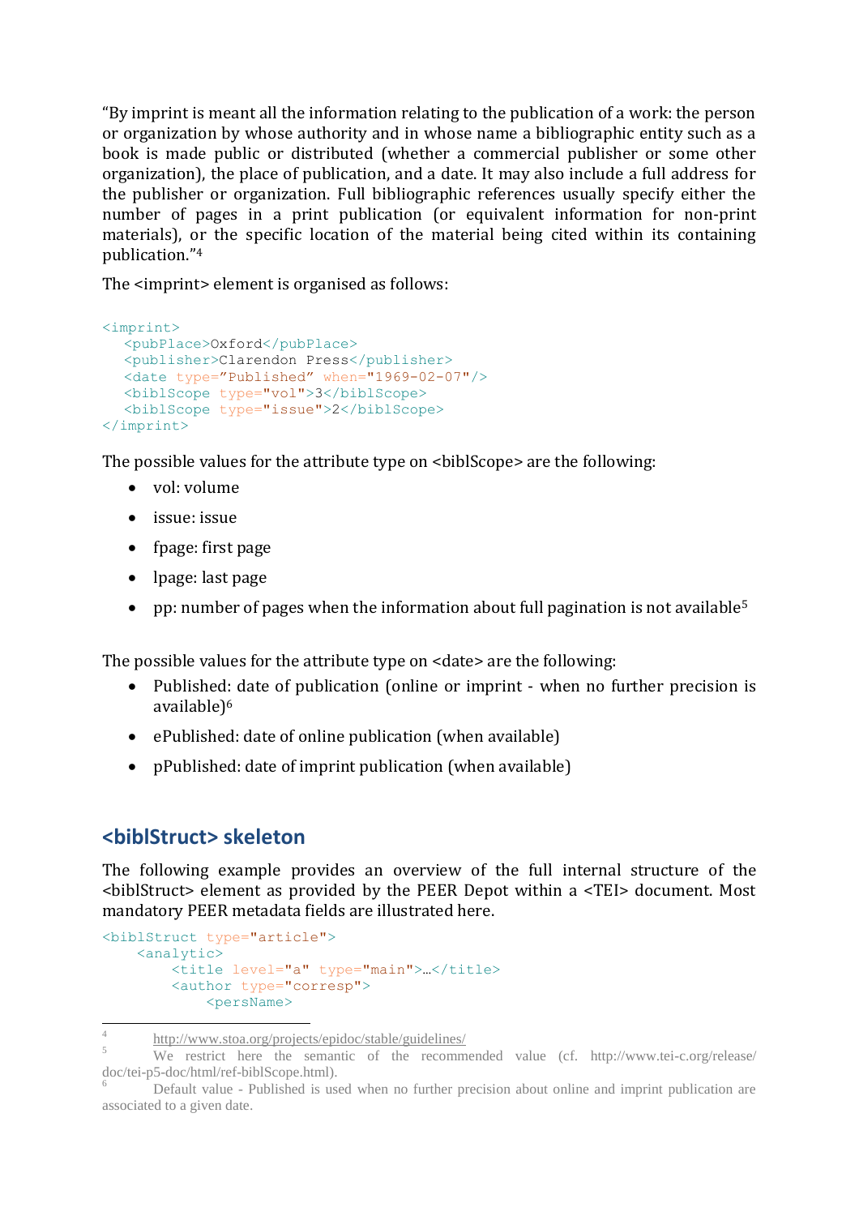"By imprint is meant all the information relating to the publication of a work: the person or organization by whose authority and in whose name a bibliographic entity such as a book is made public or distributed (whether a commercial publisher or some other organization), the place of publication, and a date. It may also include a full address for the publisher or organization. Full bibliographic references usually specify either the number of pages in a print publication (or equivalent information for non-print materials), or the specific location of the material being cited within its containing publication."[4]

The <imprint> element is organised as follows:

```
<imprint>
   <pubPlace>Oxford</pubPlace>
   <publisher>Clarendon Press</publisher>
   <date type="Published" when="1969-02-07"/>
   <biblScope type="vol">3</biblScope>
   <biblScope type="issue">2</biblScope>
</imprint>
```

The possible values for the attribute type on <biblScope> are the following:

- vol: volume
- issue: issue
- fpage: first page
- lpage: last page
- pp: number of pages when the information about full pagination is not available[5]

The possible values for the attribute type on <date> are the following:

- Published: date of publication (online or imprint - when no further precision is available)[6]
- ePublished: date of online publication (when available)
- pPublished: date of imprint publication (when available)

## <biblStruct> skeleton

The following example provides an overview of the full internal structure of the <biblStruct> element as provided by the PEER Depot within a <TEI> document. Most mandatory PEER metadata fields are illustrated here.

```
<biblStruct type="article">
    <analytic>
        <title level="a" type="main">…</title>
        <author type="corresp">
            <persName>
```

---

[4] http://www.stoa.org/projects/epidoc/stable/guidelines/

[5] We restrict here the semantic of the recommended value (cf. http://www.tei-c.org/release/doc/tei-p5-doc/html/ref-biblScope.html).

[6] Default value - Published is used when no further precision about online and imprint publication are associated to a given date.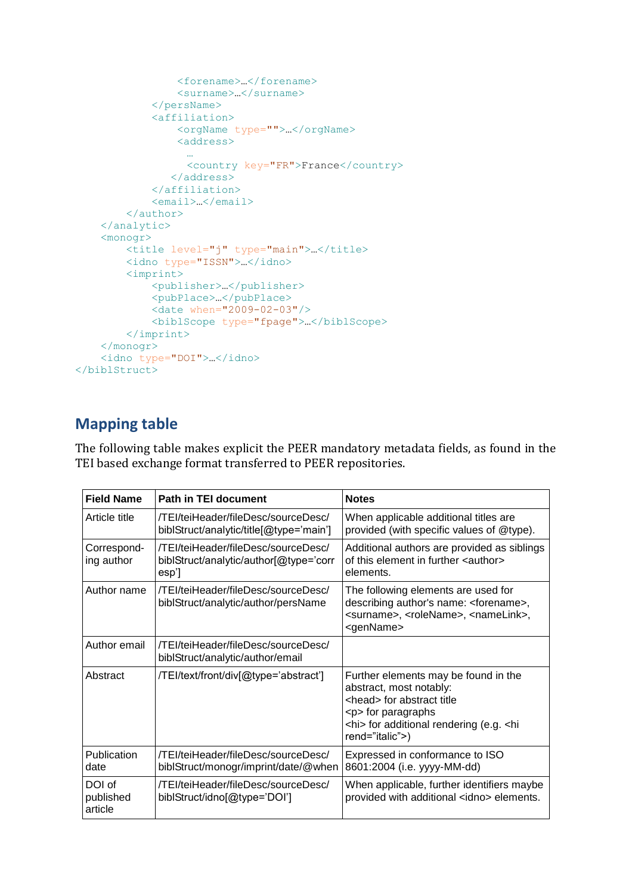```
                <forename>…</forename>
                <surname>…</surname>
            </persName>
            <affiliation>
                <orgName type="">…</orgName>
                <address>
                  …
                  <country key="FR">France</country>
               </address>
            </affiliation>
            <email>…</email>
        </author>
    </analytic>
    <monogr>
        <title level="j" type="main">…</title>
        <idno type="ISSN">…</idno>
        <imprint>
            <publisher>…</publisher>
            <pubPlace>…</pubPlace>
            <date when="2009-02-03"/>
            <biblScope type="fpage">…</biblScope>
        </imprint>
    </monogr>
    <idno type="DOI">…</idno>
</biblStruct>
```

## Mapping table

The following table makes explicit the PEER mandatory metadata fields, as found in the TEI based exchange format transferred to PEER repositories.

| Field Name | Path in TEI document | Notes |
|---|---|---|
| Article title | /TEI/teiHeader/fileDesc/sourceDesc/biblStruct/analytic/title[@type='main'] | When applicable additional titles are provided (with specific values of @type). |
| Corresponding author | /TEI/teiHeader/fileDesc/sourceDesc/biblStruct/analytic/author[@type='corresp'] | Additional authors are provided as siblings of this element in further <author> elements. |
| Author name | /TEI/teiHeader/fileDesc/sourceDesc/biblStruct/analytic/author/persName | The following elements are used for describing author's name: <forename>, <surname>, <roleName>, <nameLink>, <genName> |
| Author email | /TEI/teiHeader/fileDesc/sourceDesc/biblStruct/analytic/author/email | |
| Abstract | /TEI/text/front/div[@type='abstract'] | Further elements may be found in the abstract, most notably:<br><head> for abstract title<br><p> for paragraphs<br><hi> for additional rendering (e.g. <hi rend="italic">) |
| Publication date | /TEI/teiHeader/fileDesc/sourceDesc/biblStruct/monogr/imprint/date/@when | Expressed in conformance to ISO 8601:2004 (i.e. yyyy-MM-dd) |
| DOI of published article | /TEI/teiHeader/fileDesc/sourceDesc/biblStruct/idno[@type='DOI'] | When applicable, further identifiers maybe provided with additional <idno> elements. |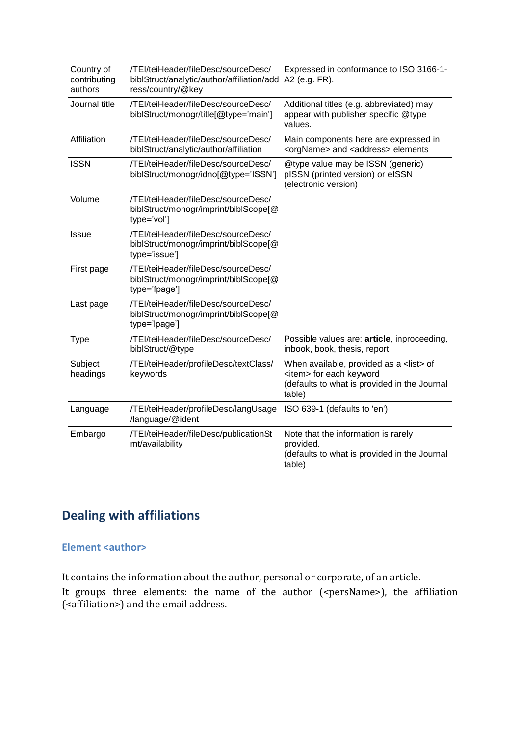| Country of contributing authors | /TEI/teiHeader/fileDesc/sourceDesc/biblStruct/analytic/author/affiliation/address/country/@key | Expressed in conformance to ISO 3166-1-A2 (e.g. FR). |
|---|---|---|
| Journal title | /TEI/teiHeader/fileDesc/sourceDesc/biblStruct/monogr/title[@type='main'] | Additional titles (e.g. abbreviated) may appear with publisher specific @type values. |
| Affiliation | /TEI/teiHeader/fileDesc/sourceDesc/biblStruct/analytic/author/affiliation | Main components here are expressed in <orgName> and <address> elements |
| ISSN | /TEI/teiHeader/fileDesc/sourceDesc/biblStruct/monogr/idno[@type='ISSN'] | @type value may be ISSN (generic) pISSN (printed version) or eISSN (electronic version) |
| Volume | /TEI/teiHeader/fileDesc/sourceDesc/biblStruct/monogr/imprint/biblScope[@type='vol'] | |
| Issue | /TEI/teiHeader/fileDesc/sourceDesc/biblStruct/monogr/imprint/biblScope[@type='issue'] | |
| First page | /TEI/teiHeader/fileDesc/sourceDesc/biblStruct/monogr/imprint/biblScope[@type='fpage'] | |
| Last page | /TEI/teiHeader/fileDesc/sourceDesc/biblStruct/monogr/imprint/biblScope[@type='lpage'] | |
| Type | /TEI/teiHeader/fileDesc/sourceDesc/biblStruct/@type | Possible values are: **article**, inproceeding, inbook, book, thesis, report |
| Subject headings | /TEI/teiHeader/profileDesc/textClass/keywords | When available, provided as a <list> of <item> for each keyword (defaults to what is provided in the Journal table) |
| Language | /TEI/teiHeader/profileDesc/langUsage/language/@ident | ISO 639-1 (defaults to 'en') |
| Embargo | /TEI/teiHeader/fileDesc/publicationStmt/availability | Note that the information is rarely provided. (defaults to what is provided in the Journal table) |

## Dealing with affiliations

### Element <author>

It contains the information about the author, personal or corporate, of an article.

It groups three elements: the name of the author (<persName>), the affiliation (<affiliation>) and the email address.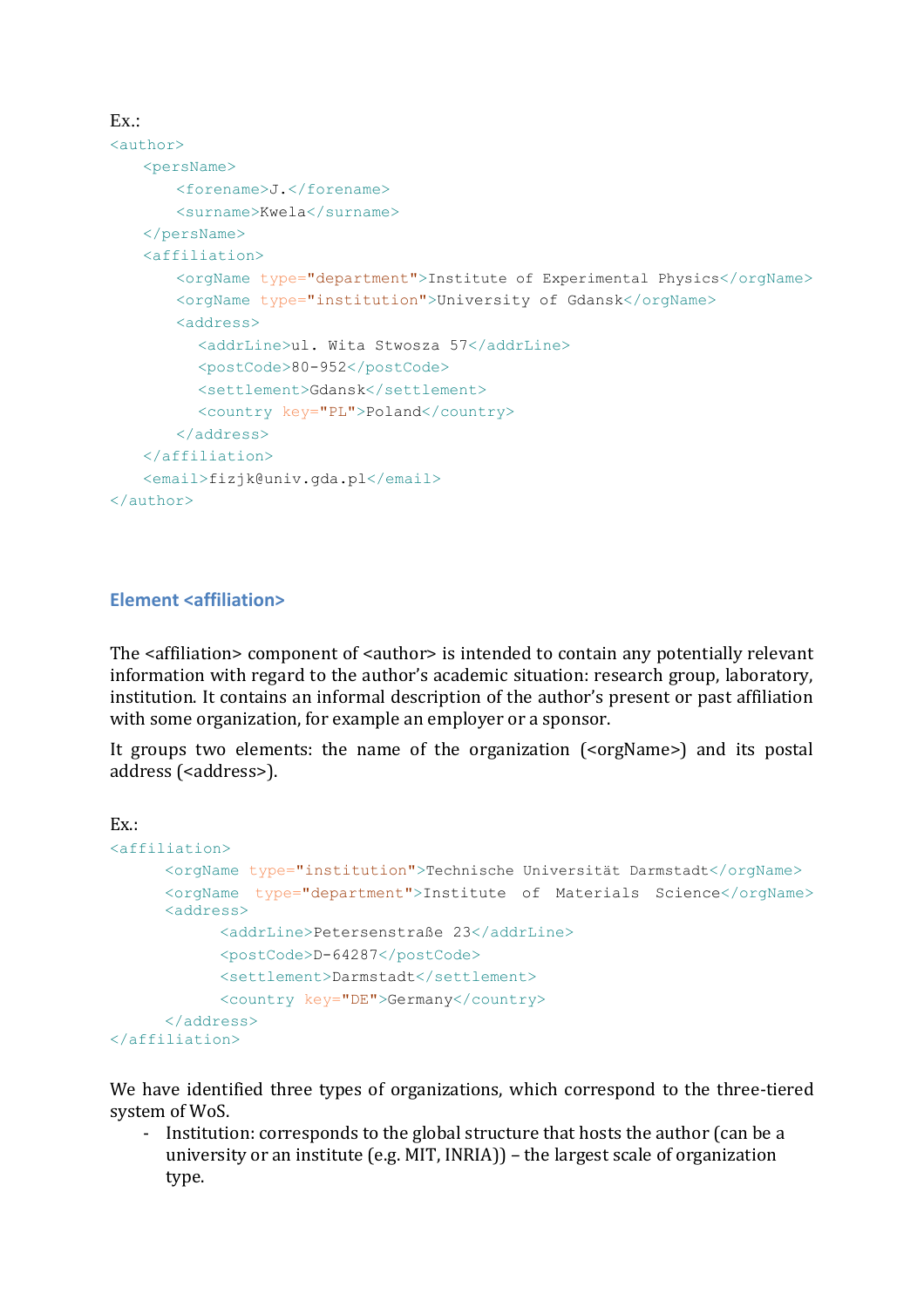Ex.:

```
<author>
    <persName>
        <forename>J.</forename>
        <surname>Kwela</surname>
    </persName>
    <affiliation>
        <orgName type="department">Institute of Experimental Physics</orgName>
        <orgName type="institution">University of Gdansk</orgName>
        <address>
          <addrLine>ul. Wita Stwosza 57</addrLine>
          <postCode>80-952</postCode>
          <settlement>Gdansk</settlement>
          <country key="PL">Poland</country>
        </address>
    </affiliation>
    <email>fizjk@univ.gda.pl</email>
</author>
```

## Element <affiliation>

The <affiliation> component of <author> is intended to contain any potentially relevant information with regard to the author's academic situation: research group, laboratory, institution. It contains an informal description of the author's present or past affiliation with some organization, for example an employer or a sponsor.

It groups two elements: the name of the organization (<orgName>) and its postal address (<address>).

Ex.:

```
<affiliation>
      <orgName type="institution">Technische Universität Darmstadt</orgName>
      <orgName  type="department">Institute  of  Materials  Science</orgName>
      <address>
            <addrLine>Petersenstraße 23</addrLine>
            <postCode>D-64287</postCode>
            <settlement>Darmstadt</settlement>
            <country key="DE">Germany</country>
      </address>
</affiliation>
```

We have identified three types of organizations, which correspond to the three-tiered system of WoS.

- Institution: corresponds to the global structure that hosts the author (can be a university or an institute (e.g. MIT, INRIA)) – the largest scale of organization type.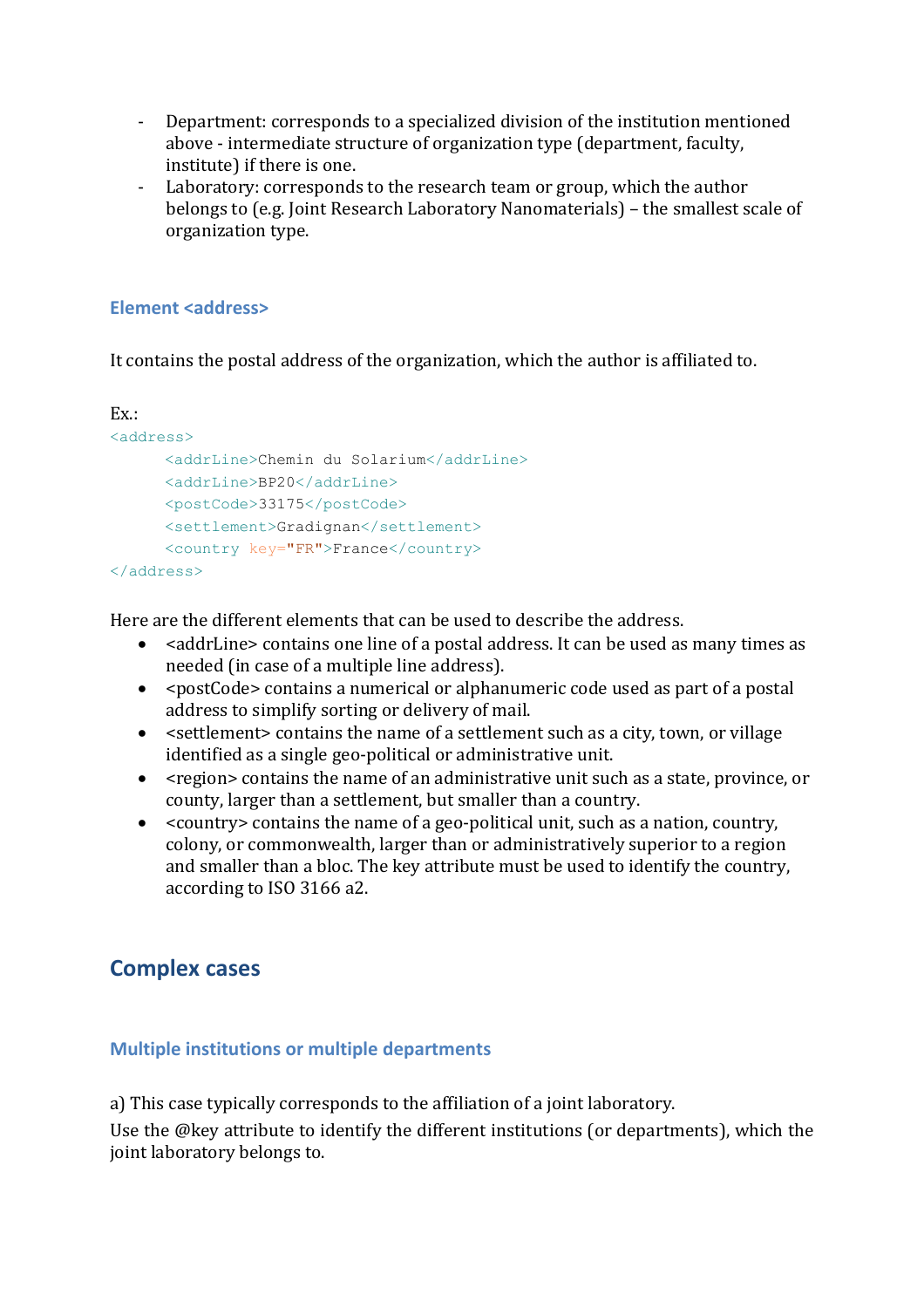- Department: corresponds to a specialized division of the institution mentioned above - intermediate structure of organization type (department, faculty, institute) if there is one.
- Laboratory: corresponds to the research team or group, which the author belongs to (e.g. Joint Research Laboratory Nanomaterials) – the smallest scale of organization type.

### Element <address>

It contains the postal address of the organization, which the author is affiliated to.

Ex.:

```
<address>
      <addrLine>Chemin du Solarium</addrLine>
      <addrLine>BP20</addrLine>
      <postCode>33175</postCode>
      <settlement>Gradignan</settlement>
      <country key="FR">France</country>
</address>
```

Here are the different elements that can be used to describe the address.

- <addrLine> contains one line of a postal address. It can be used as many times as needed (in case of a multiple line address).
- <postCode> contains a numerical or alphanumeric code used as part of a postal address to simplify sorting or delivery of mail.
- <settlement> contains the name of a settlement such as a city, town, or village identified as a single geo-political or administrative unit.
- <region> contains the name of an administrative unit such as a state, province, or county, larger than a settlement, but smaller than a country.
- <country> contains the name of a geo-political unit, such as a nation, country, colony, or commonwealth, larger than or administratively superior to a region and smaller than a bloc. The key attribute must be used to identify the country, according to ISO 3166 a2.

## Complex cases

### Multiple institutions or multiple departments

a) This case typically corresponds to the affiliation of a joint laboratory.

Use the @key attribute to identify the different institutions (or departments), which the joint laboratory belongs to.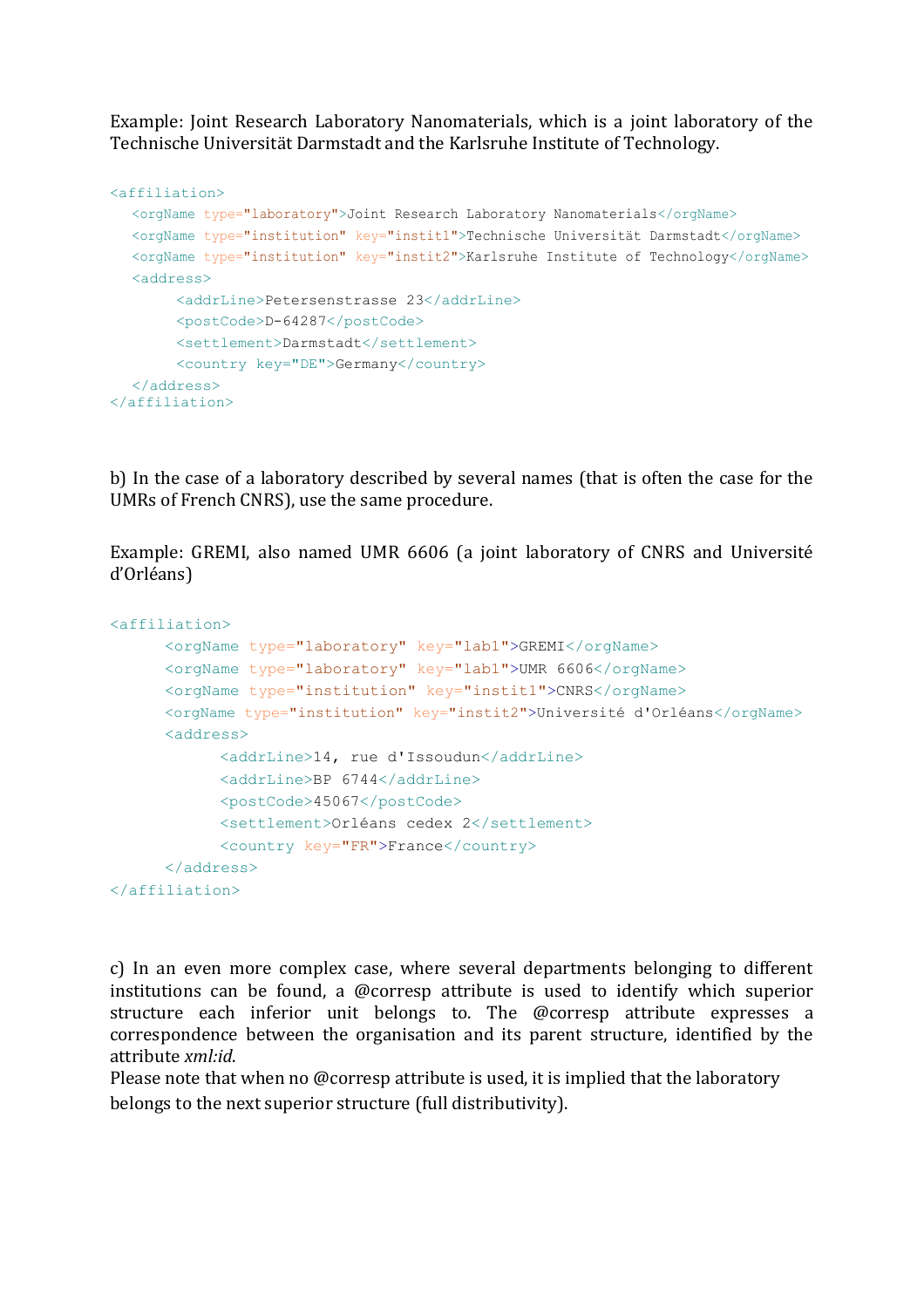Example: Joint Research Laboratory Nanomaterials, which is a joint laboratory of the Technische Universität Darmstadt and the Karlsruhe Institute of Technology.

```
<affiliation>
   <orgName type="laboratory">Joint Research Laboratory Nanomaterials</orgName>
   <orgName type="institution" key="instit1">Technische Universität Darmstadt</orgName>
   <orgName type="institution" key="instit2">Karlsruhe Institute of Technology</orgName>
   <address>
        <addrLine>Petersenstrasse 23</addrLine>
        <postCode>D-64287</postCode>
        <settlement>Darmstadt</settlement>
        <country key="DE">Germany</country>
   </address>
</affiliation>
```

b) In the case of a laboratory described by several names (that is often the case for the UMRs of French CNRS), use the same procedure.

Example: GREMI, also named UMR 6606 (a joint laboratory of CNRS and Université d'Orléans)

```
<affiliation>
      <orgName type="laboratory" key="lab1">GREMI</orgName>
      <orgName type="laboratory" key="lab1">UMR 6606</orgName>
      <orgName type="institution" key="instit1">CNRS</orgName>
      <orgName type="institution" key="instit2">Université d'Orléans</orgName>
      <address>
            <addrLine>14, rue d'Issoudun</addrLine>
            <addrLine>BP 6744</addrLine>
            <postCode>45067</postCode>
            <settlement>Orléans cedex 2</settlement>
            <country key="FR">France</country>
      </address>
</affiliation>
```

c) In an even more complex case, where several departments belonging to different institutions can be found, a @corresp attribute is used to identify which superior structure each inferior unit belongs to. The @corresp attribute expresses a correspondence between the organisation and its parent structure, identified by the attribute *xml:id*.
Please note that when no @corresp attribute is used, it is implied that the laboratory belongs to the next superior structure (full distributivity).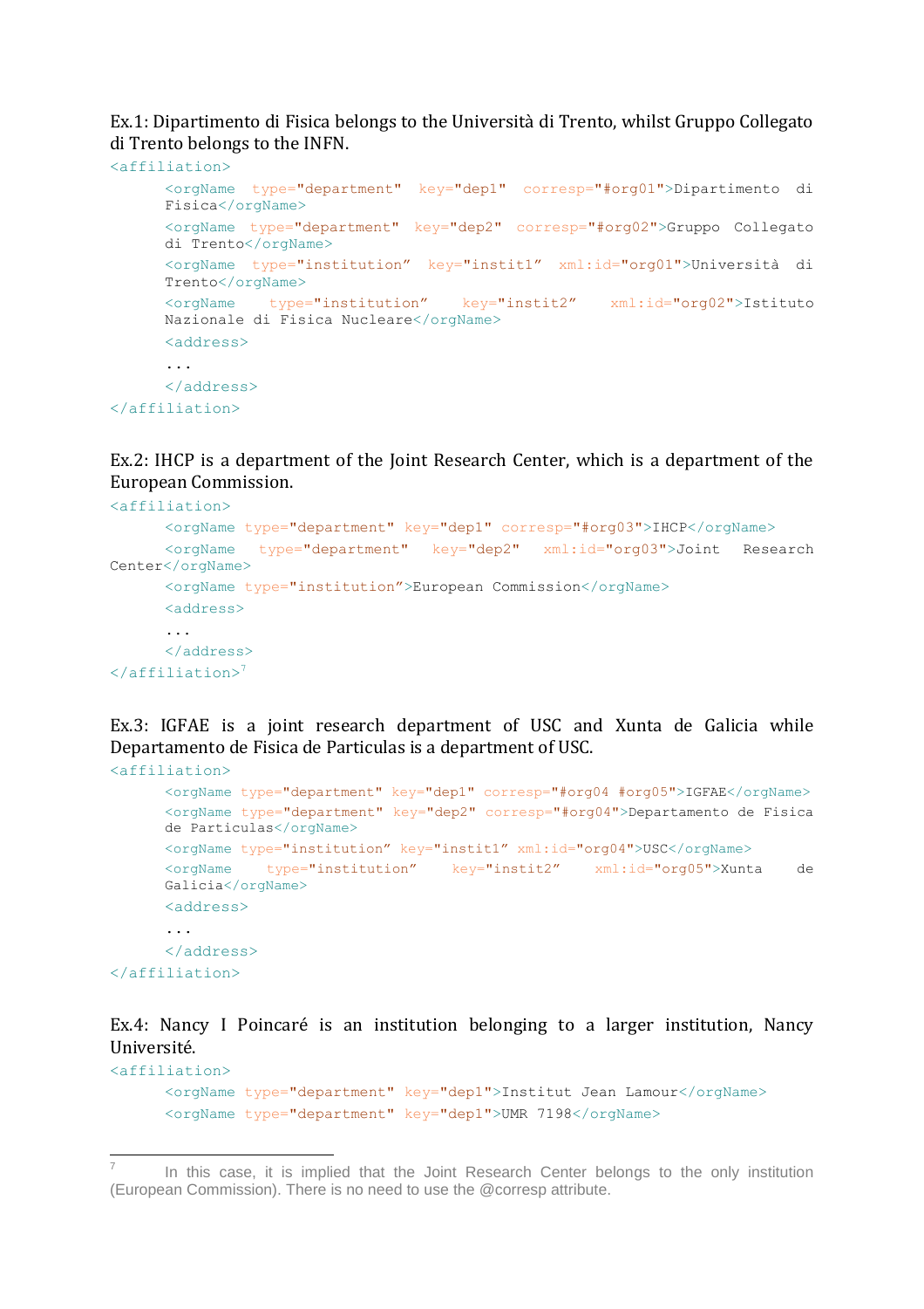Ex.1: Dipartimento di Fisica belongs to the Università di Trento, whilst Gruppo Collegato di Trento belongs to the INFN.

```
<affiliation>
      <orgName type="department" key="dep1" corresp="#org01">Dipartimento di
      Fisica</orgName>
      <orgName type="department" key="dep2" corresp="#org02">Gruppo Collegato
      di Trento</orgName>
      <orgName type="institution” key="instit1” xml:id="org01">Università di
      Trento</orgName>
      <orgName type="institution” key="instit2” xml:id="org02">Istituto
      Nazionale di Fisica Nucleare</orgName>
      <address>
      ...
      </address>
</affiliation>
```

Ex.2: IHCP is a department of the Joint Research Center, which is a department of the European Commission.

```
<affiliation>
      <orgName type="department" key="dep1" corresp="#org03">IHCP</orgName>
      <orgName type="department" key="dep2" xml:id="org03">Joint Research
Center</orgName>
      <orgName type="institution”>European Commission</orgName>
      <address>
      ...
      </address>
</affiliation>
```

[7]

Ex.3: IGFAE is a joint research department of USC and Xunta de Galicia while Departamento de Fisica de Particulas is a department of USC.

```
<affiliation>
      <orgName type="department" key="dep1" corresp="#org04 #org05">IGFAE</orgName>
      <orgName type="department" key="dep2" corresp="#org04">Departamento de Fisica
      de Particulas</orgName>
      <orgName type="institution” key="instit1” xml:id="org04">USC</orgName>
      <orgName type="institution” key="instit2” xml:id="org05">Xunta de
      Galicia</orgName>
      <address>
      ...
      </address>
</affiliation>
```

Ex.4: Nancy I Poincaré is an institution belonging to a larger institution, Nancy Université.

```
<affiliation>
      <orgName type="department" key="dep1">Institut Jean Lamour</orgName>
      <orgName type="department" key="dep1">UMR 7198</orgName>
```

---

[7] In this case, it is implied that the Joint Research Center belongs to the only institution (European Commission). There is no need to use the @corresp attribute.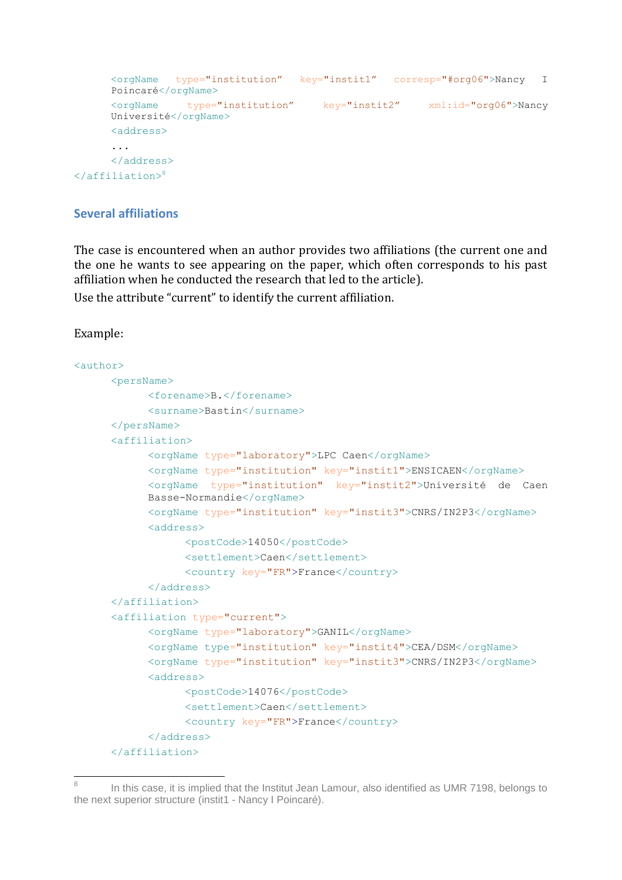```
    <orgName type="institution" key="instit1" corresp="#org06">Nancy I
    Poincaré</orgName>
    <orgName type="institution" key="instit2" xml:id="org06">Nancy
    Université</orgName>
    <address>
    ...
    </address>
</affiliation>
```
[8]

## Several affiliations

The case is encountered when an author provides two affiliations (the current one and the one he wants to see appearing on the paper, which often corresponds to his past affiliation when he conducted the research that led to the article).

Use the attribute "current" to identify the current affiliation.

Example:

```
<author>
    <persName>
        <forename>B.</forename>
        <surname>Bastin</surname>
    </persName>
    <affiliation>
        <orgName type="laboratory">LPC Caen</orgName>
        <orgName type="institution" key="instit1">ENSICAEN</orgName>
        <orgName type="institution" key="instit2">Université de Caen
        Basse-Normandie</orgName>
        <orgName type="institution" key="instit3">CNRS/IN2P3</orgName>
        <address>
            <postCode>14050</postCode>
            <settlement>Caen</settlement>
            <country key="FR">France</country>
        </address>
    </affiliation>
    <affiliation type="current">
        <orgName type="laboratory">GANIL</orgName>
        <orgName type="institution" key="instit4">CEA/DSM</orgName>
        <orgName type="institution" key="instit3">CNRS/IN2P3</orgName>
        <address>
            <postCode>14076</postCode>
            <settlement>Caen</settlement>
            <country key="FR">France</country>
        </address>
    </affiliation>
```

[8] In this case, it is implied that the Institut Jean Lamour, also identified as UMR 7198, belongs to the next superior structure (instit1 - Nancy I Poincaré).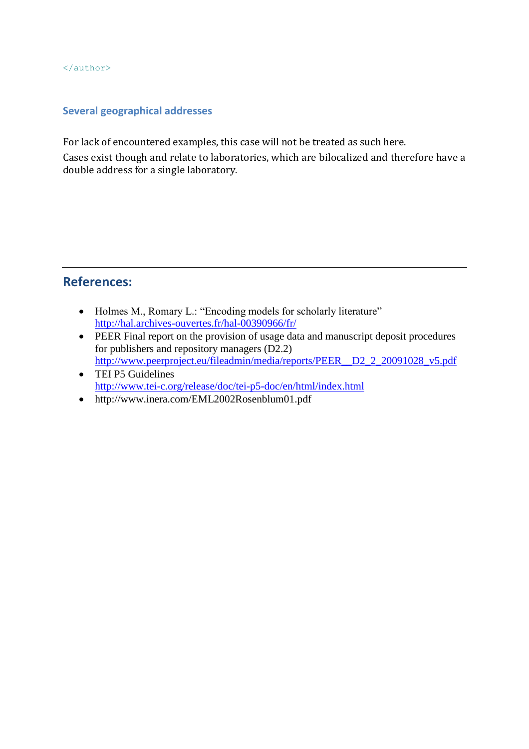```
</author>
```

### Several geographical addresses

For lack of encountered examples, this case will not be treated as such here.
Cases exist though and relate to laboratories, which are bilocalized and therefore have a double address for a single laboratory.

---

## References:

- Holmes M., Romary L.: “Encoding models for scholarly literature” http://hal.archives-ouvertes.fr/hal-00390966/fr/
- PEER Final report on the provision of usage data and manuscript deposit procedures for publishers and repository managers (D2.2) http://www.peerproject.eu/fileadmin/media/reports/PEER__D2_2_20091028_v5.pdf
- TEI P5 Guidelines http://www.tei-c.org/release/doc/tei-p5-doc/en/html/index.html
- http://www.inera.com/EML2002Rosenblum01.pdf